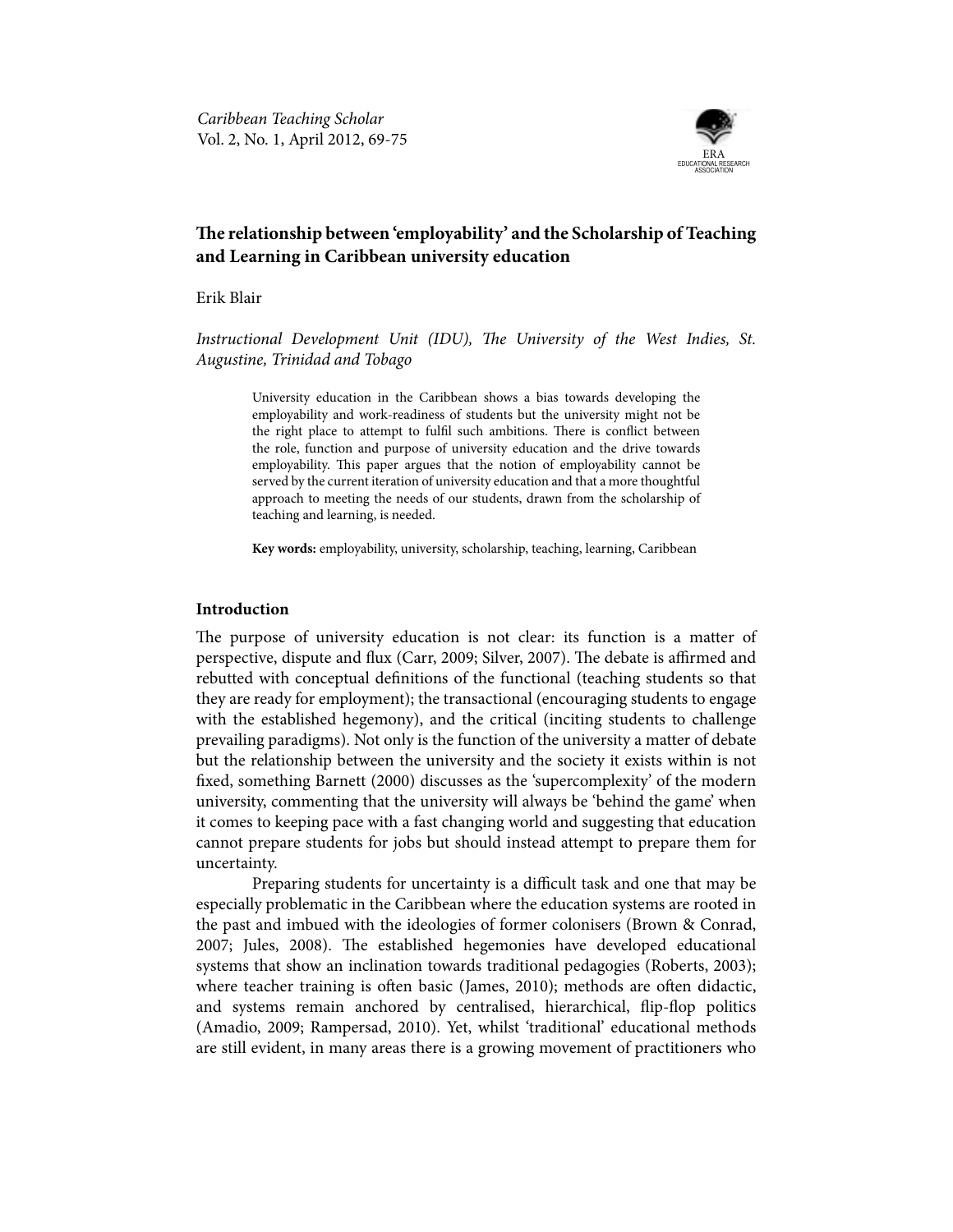*Caribbean Teaching Scholar*
Vol. 2, No. 1, April 2012, 69-75

# The relationship between 'employability' and the Scholarship of Teaching and Learning in Caribbean university education

Erik Blair

*Instructional Development Unit (IDU), The University of the West Indies, St. Augustine, Trinidad and Tobago*

> University education in the Caribbean shows a bias towards developing the employability and work-readiness of students but the university might not be the right place to attempt to fulfil such ambitions. There is conflict between the role, function and purpose of university education and the drive towards employability. This paper argues that the notion of employability cannot be served by the current iteration of university education and that a more thoughtful approach to meeting the needs of our students, drawn from the scholarship of teaching and learning, is needed.
>
> **Key words:** employability, university, scholarship, teaching, learning, Caribbean

## Introduction

The purpose of university education is not clear: its function is a matter of perspective, dispute and flux (Carr, 2009; Silver, 2007). The debate is affirmed and rebutted with conceptual definitions of the functional (teaching students so that they are ready for employment); the transactional (encouraging students to engage with the established hegemony), and the critical (inciting students to challenge prevailing paradigms). Not only is the function of the university a matter of debate but the relationship between the university and the society it exists within is not fixed, something Barnett (2000) discusses as the 'supercomplexity' of the modern university, commenting that the university will always be 'behind the game' when it comes to keeping pace with a fast changing world and suggesting that education cannot prepare students for jobs but should instead attempt to prepare them for uncertainty.

Preparing students for uncertainty is a difficult task and one that may be especially problematic in the Caribbean where the education systems are rooted in the past and imbued with the ideologies of former colonisers (Brown & Conrad, 2007; Jules, 2008). The established hegemonies have developed educational systems that show an inclination towards traditional pedagogies (Roberts, 2003); where teacher training is often basic (James, 2010); methods are often didactic, and systems remain anchored by centralised, hierarchical, flip-flop politics (Amadio, 2009; Rampersad, 2010). Yet, whilst 'traditional' educational methods are still evident, in many areas there is a growing movement of practitioners who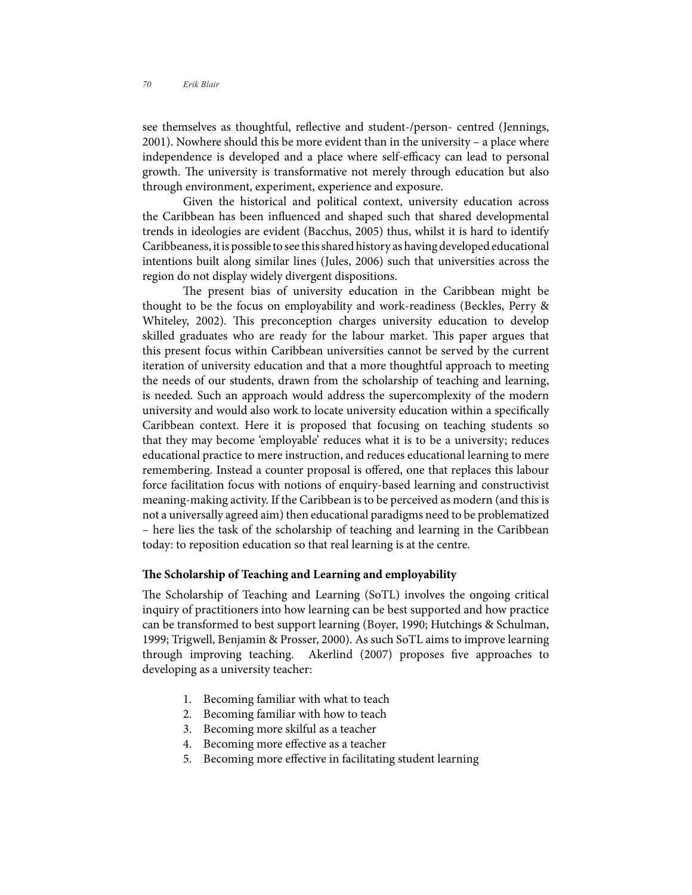see themselves as thoughtful, reflective and student-/person- centred (Jennings, 2001). Nowhere should this be more evident than in the university – a place where independence is developed and a place where self-efficacy can lead to personal growth. The university is transformative not merely through education but also through environment, experiment, experience and exposure.

Given the historical and political context, university education across the Caribbean has been influenced and shaped such that shared developmental trends in ideologies are evident (Bacchus, 2005) thus, whilst it is hard to identify Caribbeaness, it is possible to see this shared history as having developed educational intentions built along similar lines (Jules, 2006) such that universities across the region do not display widely divergent dispositions.

The present bias of university education in the Caribbean might be thought to be the focus on employability and work-readiness (Beckles, Perry & Whiteley, 2002). This preconception charges university education to develop skilled graduates who are ready for the labour market. This paper argues that this present focus within Caribbean universities cannot be served by the current iteration of university education and that a more thoughtful approach to meeting the needs of our students, drawn from the scholarship of teaching and learning, is needed. Such an approach would address the supercomplexity of the modern university and would also work to locate university education within a specifically Caribbean context. Here it is proposed that focusing on teaching students so that they may become 'employable' reduces what it is to be a university; reduces educational practice to mere instruction, and reduces educational learning to mere remembering. Instead a counter proposal is offered, one that replaces this labour force facilitation focus with notions of enquiry-based learning and constructivist meaning-making activity. If the Caribbean is to be perceived as modern (and this is not a universally agreed aim) then educational paradigms need to be problematized – here lies the task of the scholarship of teaching and learning in the Caribbean today: to reposition education so that real learning is at the centre.

## The Scholarship of Teaching and Learning and employability

The Scholarship of Teaching and Learning (SoTL) involves the ongoing critical inquiry of practitioners into how learning can be best supported and how practice can be transformed to best support learning (Boyer, 1990; Hutchings & Schulman, 1999; Trigwell, Benjamin & Prosser, 2000). As such SoTL aims to improve learning through improving teaching. Akerlind (2007) proposes five approaches to developing as a university teacher:

1. Becoming familiar with what to teach
2. Becoming familiar with how to teach
3. Becoming more skilful as a teacher
4. Becoming more effective as a teacher
5. Becoming more effective in facilitating student learning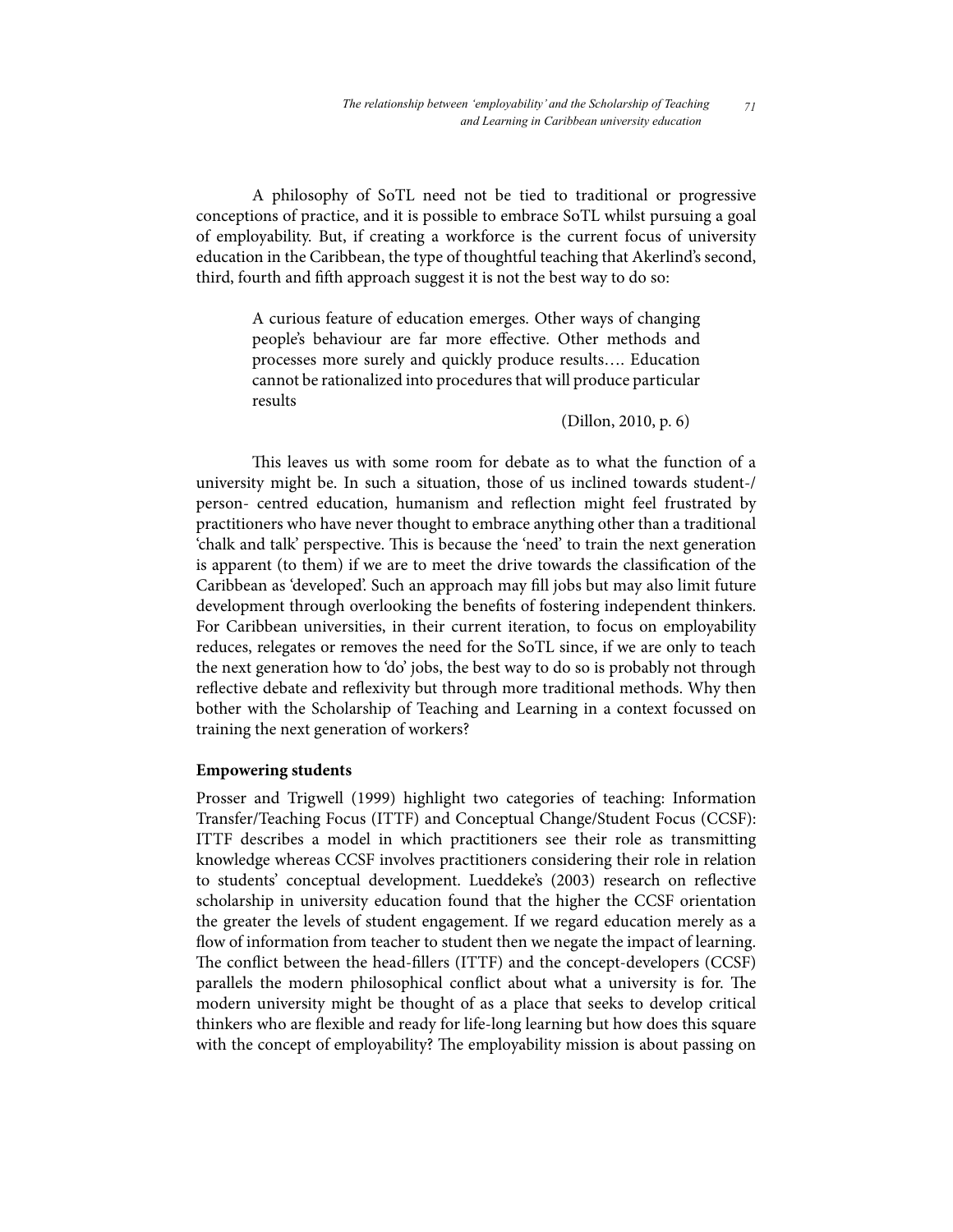A philosophy of SoTL need not be tied to traditional or progressive conceptions of practice, and it is possible to embrace SoTL whilst pursuing a goal of employability. But, if creating a workforce is the current focus of university education in the Caribbean, the type of thoughtful teaching that Akerlind's second, third, fourth and fifth approach suggest it is not the best way to do so:

> A curious feature of education emerges. Other ways of changing people's behaviour are far more effective. Other methods and processes more surely and quickly produce results…. Education cannot be rationalized into procedures that will produce particular results
>
> (Dillon, 2010, p. 6)

This leaves us with some room for debate as to what the function of a university might be. In such a situation, those of us inclined towards student-/ person- centred education, humanism and reflection might feel frustrated by practitioners who have never thought to embrace anything other than a traditional 'chalk and talk' perspective. This is because the 'need' to train the next generation is apparent (to them) if we are to meet the drive towards the classification of the Caribbean as 'developed'. Such an approach may fill jobs but may also limit future development through overlooking the benefits of fostering independent thinkers. For Caribbean universities, in their current iteration, to focus on employability reduces, relegates or removes the need for the SoTL since, if we are only to teach the next generation how to 'do' jobs, the best way to do so is probably not through reflective debate and reflexivity but through more traditional methods. Why then bother with the Scholarship of Teaching and Learning in a context focussed on training the next generation of workers?

**Empowering students**

Prosser and Trigwell (1999) highlight two categories of teaching: Information Transfer/Teaching Focus (ITTF) and Conceptual Change/Student Focus (CCSF): ITTF describes a model in which practitioners see their role as transmitting knowledge whereas CCSF involves practitioners considering their role in relation to students' conceptual development. Lueddeke's (2003) research on reflective scholarship in university education found that the higher the CCSF orientation the greater the levels of student engagement. If we regard education merely as a flow of information from teacher to student then we negate the impact of learning. The conflict between the head-fillers (ITTF) and the concept-developers (CCSF) parallels the modern philosophical conflict about what a university is for. The modern university might be thought of as a place that seeks to develop critical thinkers who are flexible and ready for life-long learning but how does this square with the concept of employability? The employability mission is about passing on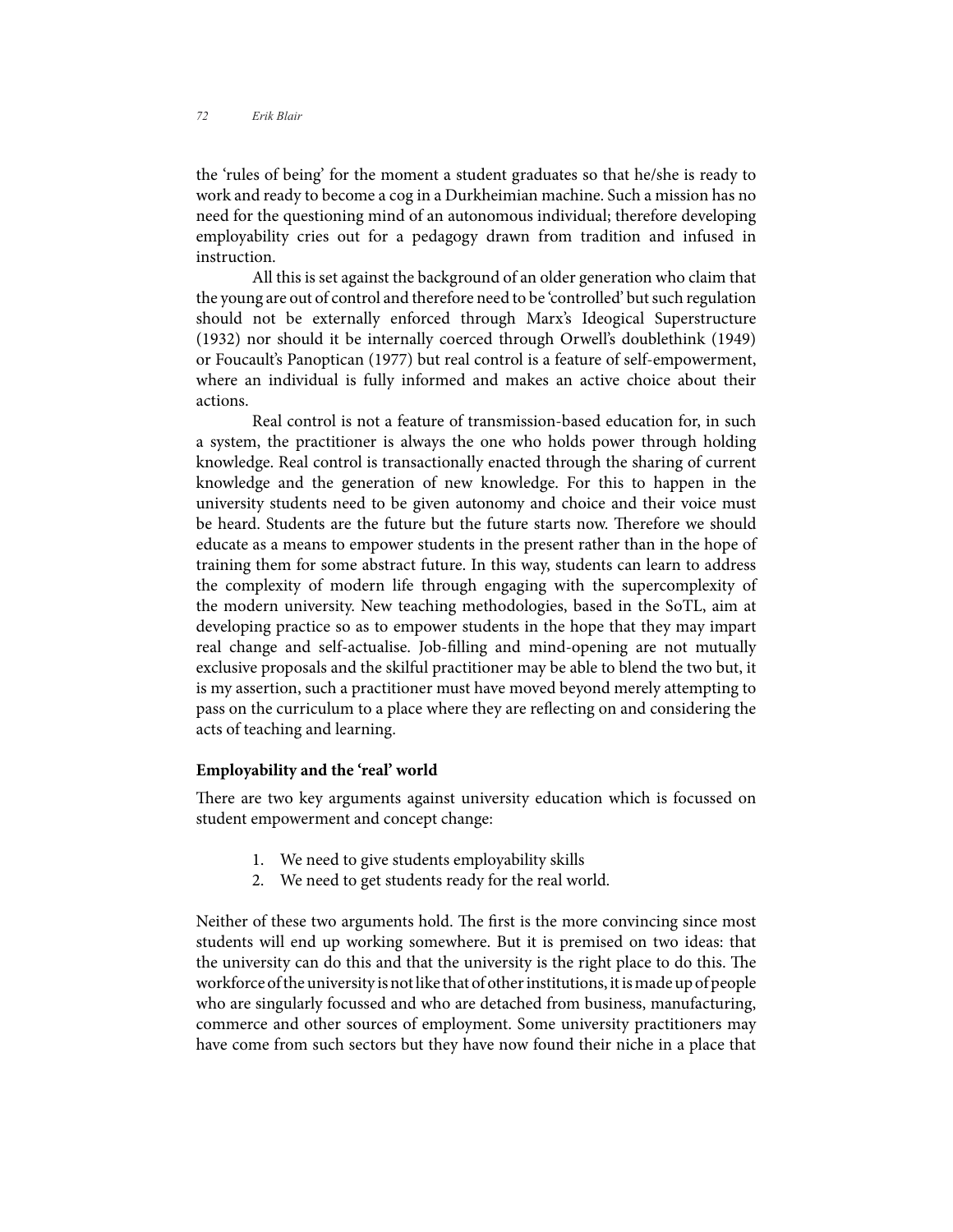the 'rules of being' for the moment a student graduates so that he/she is ready to work and ready to become a cog in a Durkheimian machine. Such a mission has no need for the questioning mind of an autonomous individual; therefore developing employability cries out for a pedagogy drawn from tradition and infused in instruction.

All this is set against the background of an older generation who claim that the young are out of control and therefore need to be 'controlled' but such regulation should not be externally enforced through Marx's Ideogical Superstructure (1932) nor should it be internally coerced through Orwell's doublethink (1949) or Foucault's Panoptican (1977) but real control is a feature of self-empowerment, where an individual is fully informed and makes an active choice about their actions.

Real control is not a feature of transmission-based education for, in such a system, the practitioner is always the one who holds power through holding knowledge. Real control is transactionally enacted through the sharing of current knowledge and the generation of new knowledge. For this to happen in the university students need to be given autonomy and choice and their voice must be heard. Students are the future but the future starts now. Therefore we should educate as a means to empower students in the present rather than in the hope of training them for some abstract future. In this way, students can learn to address the complexity of modern life through engaging with the supercomplexity of the modern university. New teaching methodologies, based in the SoTL, aim at developing practice so as to empower students in the hope that they may impart real change and self-actualise. Job-filling and mind-opening are not mutually exclusive proposals and the skilful practitioner may be able to blend the two but, it is my assertion, such a practitioner must have moved beyond merely attempting to pass on the curriculum to a place where they are reflecting on and considering the acts of teaching and learning.

## Employability and the 'real' world

There are two key arguments against university education which is focussed on student empowerment and concept change:

1. We need to give students employability skills
2. We need to get students ready for the real world.

Neither of these two arguments hold. The first is the more convincing since most students will end up working somewhere. But it is premised on two ideas: that the university can do this and that the university is the right place to do this. The workforce of the university is not like that of other institutions, it is made up of people who are singularly focussed and who are detached from business, manufacturing, commerce and other sources of employment. Some university practitioners may have come from such sectors but they have now found their niche in a place that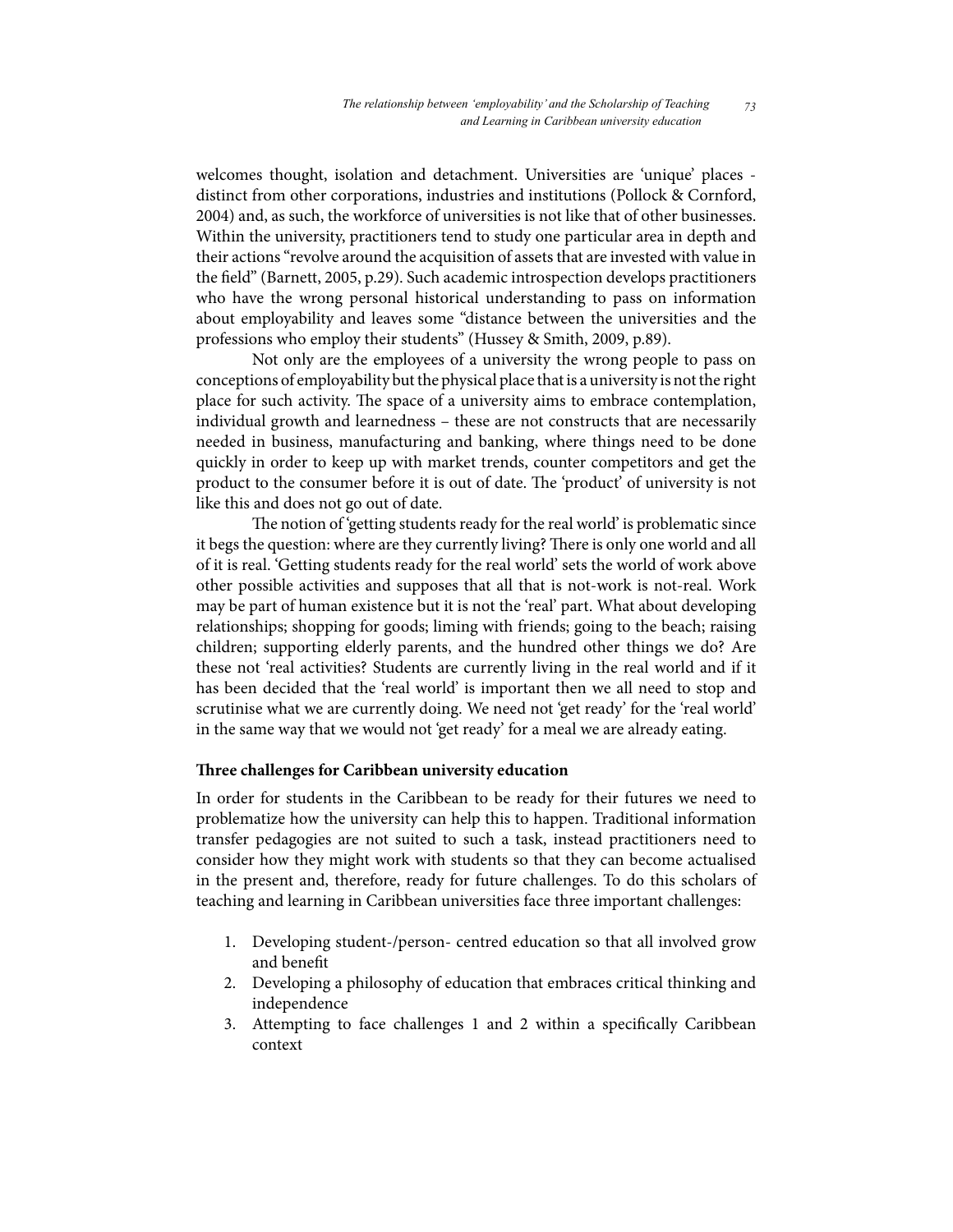welcomes thought, isolation and detachment. Universities are 'unique' places - distinct from other corporations, industries and institutions (Pollock & Cornford, 2004) and, as such, the workforce of universities is not like that of other businesses. Within the university, practitioners tend to study one particular area in depth and their actions "revolve around the acquisition of assets that are invested with value in the field" (Barnett, 2005, p.29). Such academic introspection develops practitioners who have the wrong personal historical understanding to pass on information about employability and leaves some "distance between the universities and the professions who employ their students" (Hussey & Smith, 2009, p.89).

Not only are the employees of a university the wrong people to pass on conceptions of employability but the physical place that is a university is not the right place for such activity. The space of a university aims to embrace contemplation, individual growth and learnedness – these are not constructs that are necessarily needed in business, manufacturing and banking, where things need to be done quickly in order to keep up with market trends, counter competitors and get the product to the consumer before it is out of date. The 'product' of university is not like this and does not go out of date.

The notion of 'getting students ready for the real world' is problematic since it begs the question: where are they currently living? There is only one world and all of it is real. 'Getting students ready for the real world' sets the world of work above other possible activities and supposes that all that is not-work is not-real. Work may be part of human existence but it is not the 'real' part. What about developing relationships; shopping for goods; liming with friends; going to the beach; raising children; supporting elderly parents, and the hundred other things we do? Are these not 'real activities? Students are currently living in the real world and if it has been decided that the 'real world' is important then we all need to stop and scrutinise what we are currently doing. We need not 'get ready' for the 'real world' in the same way that we would not 'get ready' for a meal we are already eating.

**Three challenges for Caribbean university education**

In order for students in the Caribbean to be ready for their futures we need to problematize how the university can help this to happen. Traditional information transfer pedagogies are not suited to such a task, instead practitioners need to consider how they might work with students so that they can become actualised in the present and, therefore, ready for future challenges. To do this scholars of teaching and learning in Caribbean universities face three important challenges:

1. Developing student-/person- centred education so that all involved grow and benefit
2. Developing a philosophy of education that embraces critical thinking and independence
3. Attempting to face challenges 1 and 2 within a specifically Caribbean context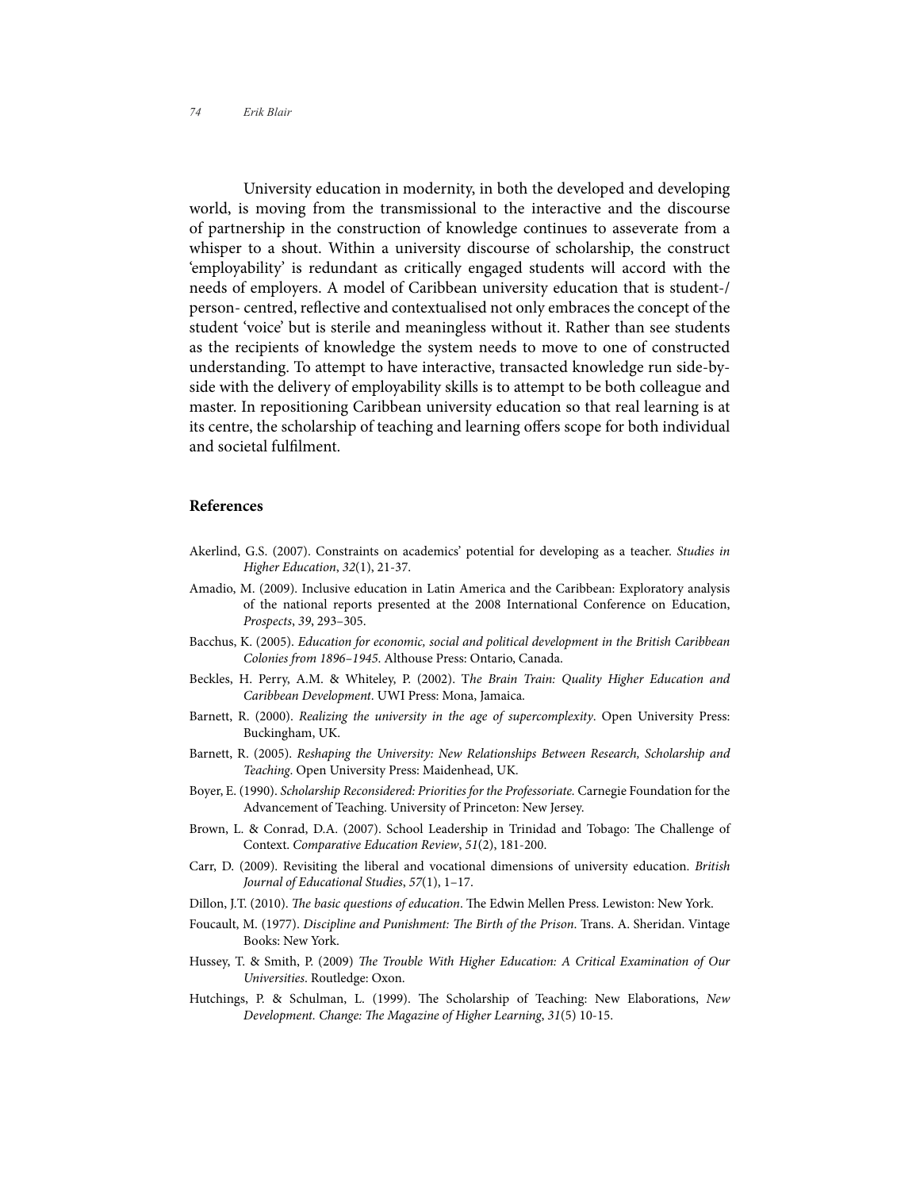University education in modernity, in both the developed and developing world, is moving from the transmissional to the interactive and the discourse of partnership in the construction of knowledge continues to asseverate from a whisper to a shout. Within a university discourse of scholarship, the construct 'employability' is redundant as critically engaged students will accord with the needs of employers. A model of Caribbean university education that is student-/ person- centred, reflective and contextualised not only embraces the concept of the student 'voice' but is sterile and meaningless without it. Rather than see students as the recipients of knowledge the system needs to move to one of constructed understanding. To attempt to have interactive, transacted knowledge run side-by-side with the delivery of employability skills is to attempt to be both colleague and master. In repositioning Caribbean university education so that real learning is at its centre, the scholarship of teaching and learning offers scope for both individual and societal fulfilment.

## References

Akerlind, G.S. (2007). Constraints on academics' potential for developing as a teacher. *Studies in Higher Education*, *32*(1), 21-37.

Amadio, M. (2009). Inclusive education in Latin America and the Caribbean: Exploratory analysis of the national reports presented at the 2008 International Conference on Education, *Prospects*, *39*, 293–305.

Bacchus, K. (2005). *Education for economic, social and political development in the British Caribbean Colonies from 1896–1945*. Althouse Press: Ontario, Canada.

Beckles, H. Perry, A.M. & Whiteley, P. (2002). T*he Brain Train: Quality Higher Education and Caribbean Development*. UWI Press: Mona, Jamaica.

Barnett, R. (2000). *Realizing the university in the age of supercomplexity*. Open University Press: Buckingham, UK.

Barnett, R. (2005). *Reshaping the University: New Relationships Between Research, Scholarship and Teaching*. Open University Press: Maidenhead, UK.

Boyer, E. (1990). *Scholarship Reconsidered: Priorities for the Professoriate.* Carnegie Foundation for the Advancement of Teaching. University of Princeton: New Jersey.

Brown, L. & Conrad, D.A. (2007). School Leadership in Trinidad and Tobago: The Challenge of Context. *Comparative Education Review*, *51*(2), 181-200.

Carr, D. (2009). Revisiting the liberal and vocational dimensions of university education. *British Journal of Educational Studies*, *57*(1), 1–17.

Dillon, J.T. (2010). *The basic questions of education*. The Edwin Mellen Press. Lewiston: New York.

Foucault, M. (1977). *Discipline and Punishment: The Birth of the Prison*. Trans. A. Sheridan. Vintage Books: New York.

Hussey, T. & Smith, P. (2009) *The Trouble With Higher Education: A Critical Examination of Our Universities*. Routledge: Oxon.

Hutchings, P. & Schulman, L. (1999). The Scholarship of Teaching: New Elaborations, *New Development. Change: The Magazine of Higher Learning*, *31*(5) 10-15.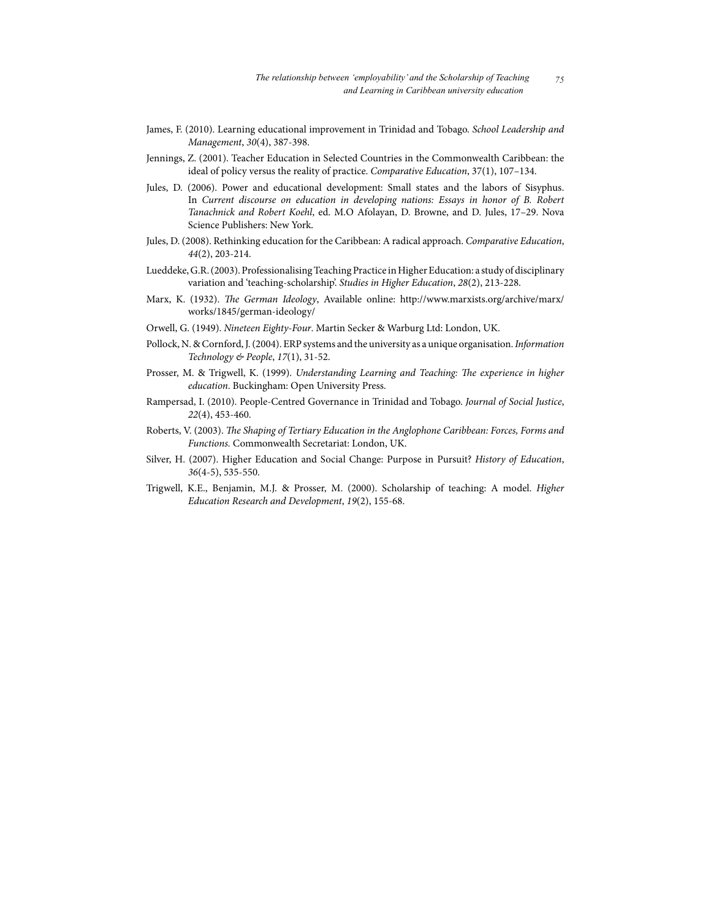James, F. (2010). Learning educational improvement in Trinidad and Tobago. *School Leadership and Management*, *30*(4), 387-398.

Jennings, Z. (2001). Teacher Education in Selected Countries in the Commonwealth Caribbean: the ideal of policy versus the reality of practice. *Comparative Education*, 37(1), 107–134.

Jules, D. (2006). Power and educational development: Small states and the labors of Sisyphus. In *Current discourse on education in developing nations: Essays in honor of B. Robert Tanachnick and Robert Koehl*, ed. M.O Afolayan, D. Browne, and D. Jules, 17–29. Nova Science Publishers: New York.

Jules, D. (2008). Rethinking education for the Caribbean: A radical approach. *Comparative Education*, *44*(2), 203-214.

Lueddeke, G.R. (2003). Professionalising Teaching Practice in Higher Education: a study of disciplinary variation and 'teaching-scholarship'. *Studies in Higher Education*, *28*(2), 213-228.

Marx, K. (1932). *The German Ideology*, Available online: http://www.marxists.org/archive/marx/works/1845/german-ideology/

Orwell, G. (1949). *Nineteen Eighty-Four*. Martin Secker & Warburg Ltd: London, UK.

Pollock, N. & Cornford, J. (2004). ERP systems and the university as a unique organisation. *Information Technology & People*, *17*(1), 31-52.

Prosser, M. & Trigwell, K. (1999). *Understanding Learning and Teaching: The experience in higher education*. Buckingham: Open University Press.

Rampersad, I. (2010). People-Centred Governance in Trinidad and Tobago. *Journal of Social Justice*, *22*(4), 453-460.

Roberts, V. (2003). *The Shaping of Tertiary Education in the Anglophone Caribbean: Forces, Forms and Functions.* Commonwealth Secretariat: London, UK.

Silver, H. (2007). Higher Education and Social Change: Purpose in Pursuit? *History of Education*, *36*(4-5), 535-550.

Trigwell, K.E., Benjamin, M.J. & Prosser, M. (2000). Scholarship of teaching: A model. *Higher Education Research and Development*, *19*(2), 155-68.